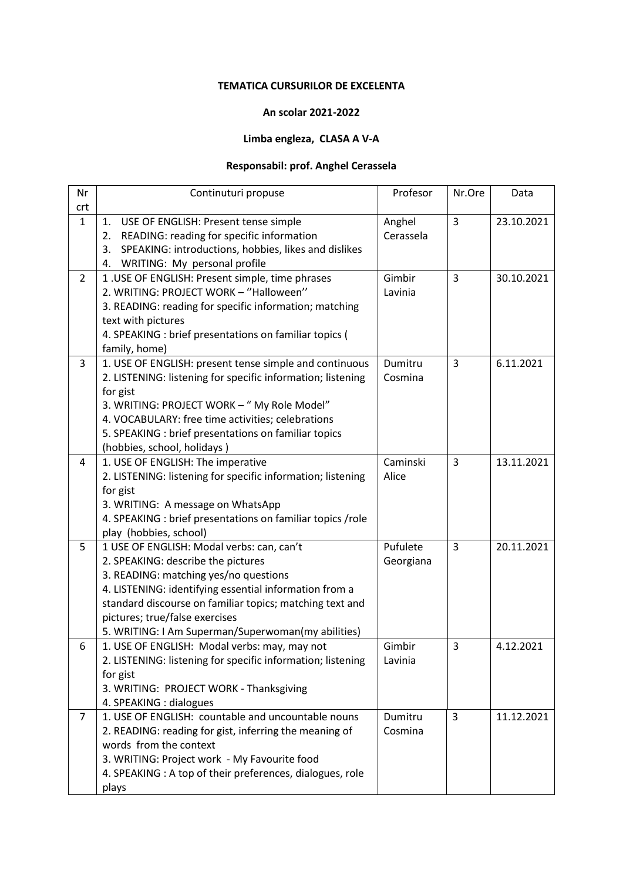**TEMATICA CURSURILOR DE EXCELENTA**

**An scolar 2021-2022**

**Limba engleza, CLASA A V-A**

**Responsabil: prof. Anghel Cerassela**

| Nr crt | Continuturi propuse | Profesor | Nr.Ore | Data |
|---|---|---|---|---|
| 1 | 1. USE OF ENGLISH: Present tense simple<br>2. READING: reading for specific information<br>3. SPEAKING: introductions, hobbies, likes and dislikes<br>4. WRITING: My personal profile | Anghel Cerassela | 3 | 23.10.2021 |
| 2 | 1 .USE OF ENGLISH: Present simple, time phrases<br>2. WRITING: PROJECT WORK – ''Halloween''<br>3. READING: reading for specific information; matching text with pictures<br>4. SPEAKING : brief presentations on familiar topics ( family, home) | Gimbir Lavinia | 3 | 30.10.2021 |
| 3 | 1. USE OF ENGLISH: present tense simple and continuous<br>2. LISTENING: listening for specific information; listening for gist<br>3. WRITING: PROJECT WORK – " My Role Model"<br>4. VOCABULARY: free time activities; celebrations<br>5. SPEAKING : brief presentations on familiar topics (hobbies, school, holidays ) | Dumitru Cosmina | 3 | 6.11.2021 |
| 4 | 1. USE OF ENGLISH: The imperative<br>2. LISTENING: listening for specific information; listening for gist<br>3. WRITING: A message on WhatsApp<br>4. SPEAKING : brief presentations on familiar topics /role play (hobbies, school) | Caminski Alice | 3 | 13.11.2021 |
| 5 | 1 USE OF ENGLISH: Modal verbs: can, can't<br>2. SPEAKING: describe the pictures<br>3. READING: matching yes/no questions<br>4. LISTENING: identifying essential information from a standard discourse on familiar topics; matching text and pictures; true/false exercises<br>5. WRITING: I Am Superman/Superwoman(my abilities) | Pufulete Georgiana | 3 | 20.11.2021 |
| 6 | 1. USE OF ENGLISH: Modal verbs: may, may not<br>2. LISTENING: listening for specific information; listening for gist<br>3. WRITING: PROJECT WORK - Thanksgiving<br>4. SPEAKING : dialogues | Gimbir Lavinia | 3 | 4.12.2021 |
| 7 | 1. USE OF ENGLISH: countable and uncountable nouns<br>2. READING: reading for gist, inferring the meaning of words from the context<br>3. WRITING: Project work - My Favourite food<br>4. SPEAKING : A top of their preferences, dialogues, role plays | Dumitru Cosmina | 3 | 11.12.2021 |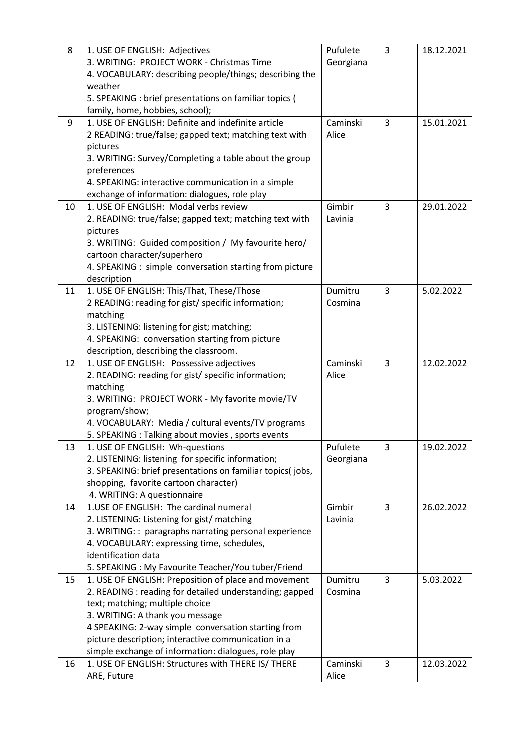| 8 | 1. USE OF ENGLISH: Adjectives<br>3. WRITING: PROJECT WORK - Christmas Time<br>4. VOCABULARY: describing people/things; describing the weather<br>5. SPEAKING : brief presentations on familiar topics ( family, home, hobbies, school); | Pufulete Georgiana | 3 | 18.12.2021 |
|---|---|---|---|---|
| 9 | 1. USE OF ENGLISH: Definite and indefinite article<br>2 READING: true/false; gapped text; matching text with pictures<br>3. WRITING: Survey/Completing a table about the group preferences<br>4. SPEAKING: interactive communication in a simple exchange of information: dialogues, role play | Caminski Alice | 3 | 15.01.2021 |
| 10 | 1. USE OF ENGLISH: Modal verbs review<br>2. READING: true/false; gapped text; matching text with pictures<br>3. WRITING: Guided composition / My favourite hero/ cartoon character/superhero<br>4. SPEAKING : simple conversation starting from picture description | Gimbir Lavinia | 3 | 29.01.2022 |
| 11 | 1. USE OF ENGLISH: This/That, These/Those<br>2 READING: reading for gist/ specific information; matching<br>3. LISTENING: listening for gist; matching;<br>4. SPEAKING: conversation starting from picture description, describing the classroom. | Dumitru Cosmina | 3 | 5.02.2022 |
| 12 | 1. USE OF ENGLISH: Possessive adjectives<br>2. READING: reading for gist/ specific information; matching<br>3. WRITING: PROJECT WORK - My favorite movie/TV program/show;<br>4. VOCABULARY: Media / cultural events/TV programs<br>5. SPEAKING : Talking about movies , sports events | Caminski Alice | 3 | 12.02.2022 |
| 13 | 1. USE OF ENGLISH: Wh-questions<br>2. LISTENING: listening for specific information;<br>3. SPEAKING: brief presentations on familiar topics( jobs, shopping, favorite cartoon character)<br>4. WRITING: A questionnaire | Pufulete Georgiana | 3 | 19.02.2022 |
| 14 | 1.USE OF ENGLISH: The cardinal numeral<br>2. LISTENING: Listening for gist/ matching<br>3. WRITING: : paragraphs narrating personal experience<br>4. VOCABULARY: expressing time, schedules, identification data<br>5. SPEAKING : My Favourite Teacher/You tuber/Friend | Gimbir Lavinia | 3 | 26.02.2022 |
| 15 | 1. USE OF ENGLISH: Preposition of place and movement<br>2. READING : reading for detailed understanding; gapped text; matching; multiple choice<br>3. WRITING: A thank you message<br>4 SPEAKING: 2-way simple conversation starting from picture description; interactive communication in a simple exchange of information: dialogues, role play | Dumitru Cosmina | 3 | 5.03.2022 |
| 16 | 1. USE OF ENGLISH: Structures with THERE IS/ THERE ARE, Future | Caminski Alice | 3 | 12.03.2022 |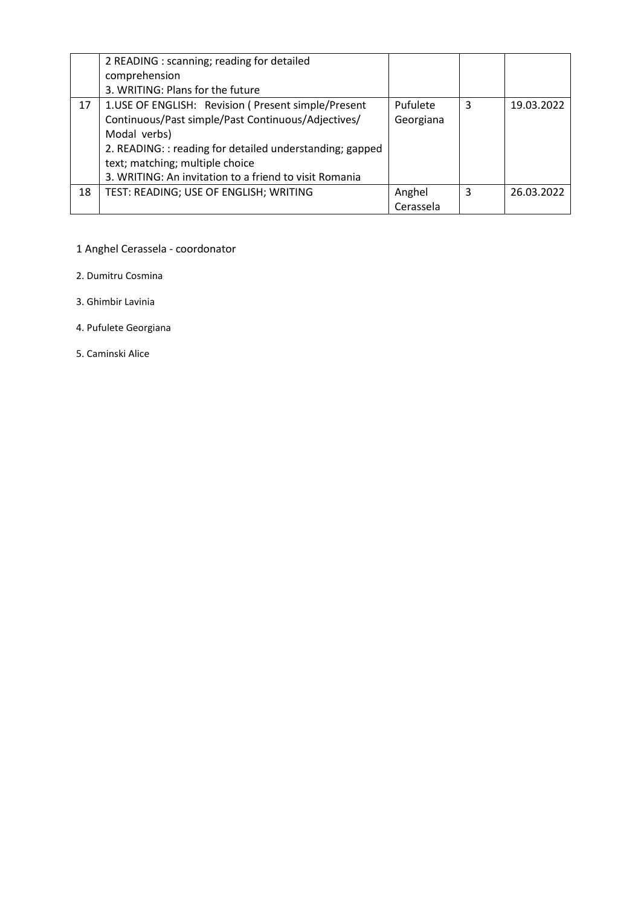| | | | | |
|---|---|---|---|---|
| | 2 READING : scanning; reading for detailed comprehension<br>3. WRITING: Plans for the future | | | |
| 17 | 1.USE OF ENGLISH: Revision ( Present simple/Present Continuous/Past simple/Past Continuous/Adjectives/ Modal verbs)<br>2. READING: : reading for detailed understanding; gapped text; matching; multiple choice<br>3. WRITING: An invitation to a friend to visit Romania | Pufulete Georgiana | 3 | 19.03.2022 |
| 18 | TEST: READING; USE OF ENGLISH; WRITING | Anghel Cerassela | 3 | 26.03.2022 |

1 Anghel Cerassela - coordonator

2. Dumitru Cosmina

3. Ghimbir Lavinia

4. Pufulete Georgiana

5. Caminski Alice